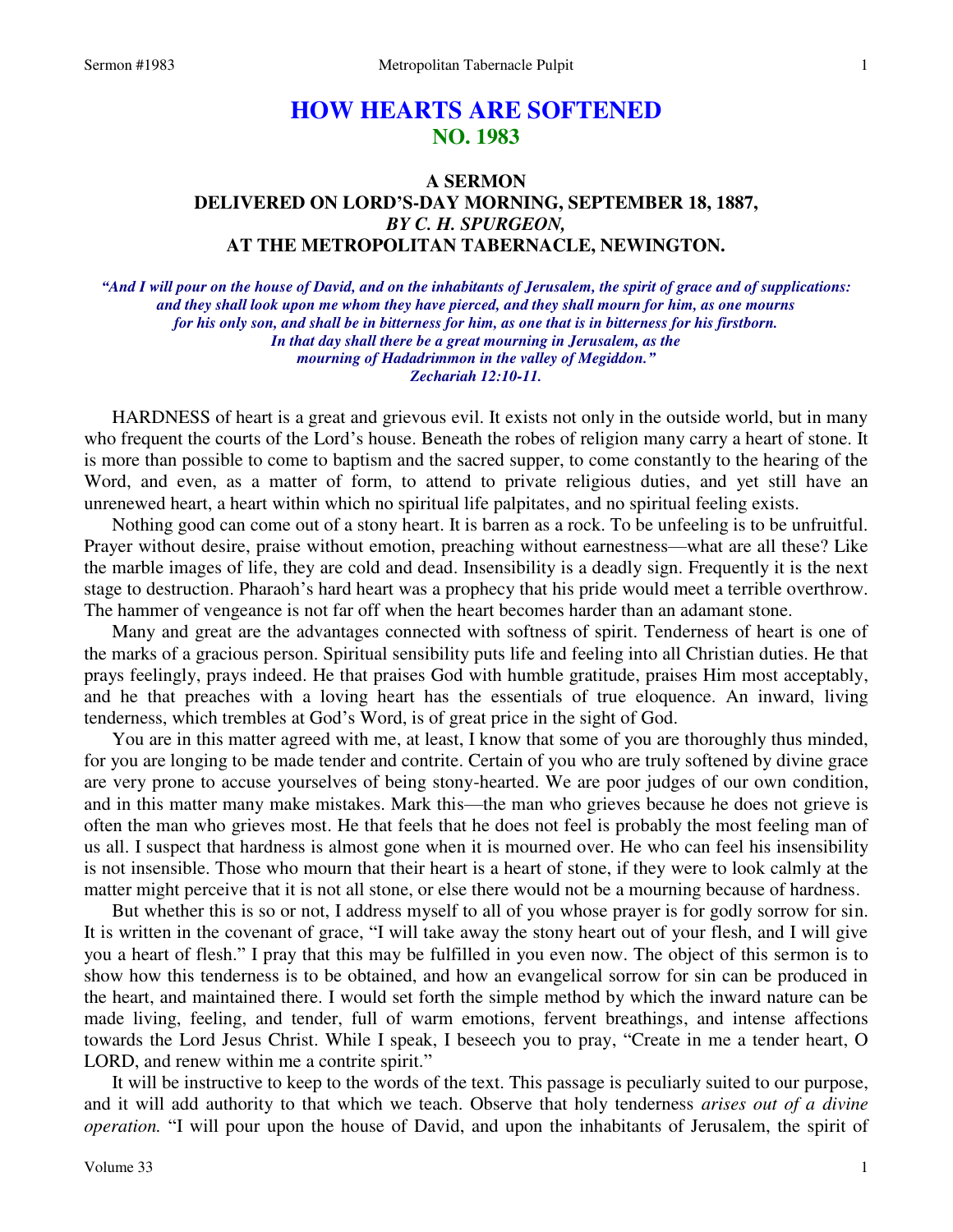# HOW HEARTS ARE SOFTENED
## NO. 1983

### A SERMON
### DELIVERED ON LORD'S-DAY MORNING, SEPTEMBER 18, 1887,
### *BY C. H. SPURGEON,*
### AT THE METROPOLITAN TABERNACLE, NEWINGTON.

*"And I will pour on the house of David, and on the inhabitants of Jerusalem, the spirit of grace and of supplications: and they shall look upon me whom they have pierced, and they shall mourn for him, as one mourns for his only son, and shall be in bitterness for him, as one that is in bitterness for his firstborn. In that day shall there be a great mourning in Jerusalem, as the mourning of Hadadrimmon in the valley of Megiddon." Zechariah 12:10-11.*

HARDNESS of heart is a great and grievous evil. It exists not only in the outside world, but in many who frequent the courts of the Lord's house. Beneath the robes of religion many carry a heart of stone. It is more than possible to come to baptism and the sacred supper, to come constantly to the hearing of the Word, and even, as a matter of form, to attend to private religious duties, and yet still have an unrenewed heart, a heart within which no spiritual life palpitates, and no spiritual feeling exists.

Nothing good can come out of a stony heart. It is barren as a rock. To be unfeeling is to be unfruitful. Prayer without desire, praise without emotion, preaching without earnestness—what are all these? Like the marble images of life, they are cold and dead. Insensibility is a deadly sign. Frequently it is the next stage to destruction. Pharaoh's hard heart was a prophecy that his pride would meet a terrible overthrow. The hammer of vengeance is not far off when the heart becomes harder than an adamant stone.

Many and great are the advantages connected with softness of spirit. Tenderness of heart is one of the marks of a gracious person. Spiritual sensibility puts life and feeling into all Christian duties. He that prays feelingly, prays indeed. He that praises God with humble gratitude, praises Him most acceptably, and he that preaches with a loving heart has the essentials of true eloquence. An inward, living tenderness, which trembles at God's Word, is of great price in the sight of God.

You are in this matter agreed with me, at least, I know that some of you are thoroughly thus minded, for you are longing to be made tender and contrite. Certain of you who are truly softened by divine grace are very prone to accuse yourselves of being stony-hearted. We are poor judges of our own condition, and in this matter many make mistakes. Mark this—the man who grieves because he does not grieve is often the man who grieves most. He that feels that he does not feel is probably the most feeling man of us all. I suspect that hardness is almost gone when it is mourned over. He who can feel his insensibility is not insensible. Those who mourn that their heart is a heart of stone, if they were to look calmly at the matter might perceive that it is not all stone, or else there would not be a mourning because of hardness.

But whether this is so or not, I address myself to all of you whose prayer is for godly sorrow for sin. It is written in the covenant of grace, "I will take away the stony heart out of your flesh, and I will give you a heart of flesh." I pray that this may be fulfilled in you even now. The object of this sermon is to show how this tenderness is to be obtained, and how an evangelical sorrow for sin can be produced in the heart, and maintained there. I would set forth the simple method by which the inward nature can be made living, feeling, and tender, full of warm emotions, fervent breathings, and intense affections towards the Lord Jesus Christ. While I speak, I beseech you to pray, "Create in me a tender heart, O LORD, and renew within me a contrite spirit."

It will be instructive to keep to the words of the text. This passage is peculiarly suited to our purpose, and it will add authority to that which we teach. Observe that holy tenderness *arises out of a divine operation.* "I will pour upon the house of David, and upon the inhabitants of Jerusalem, the spirit of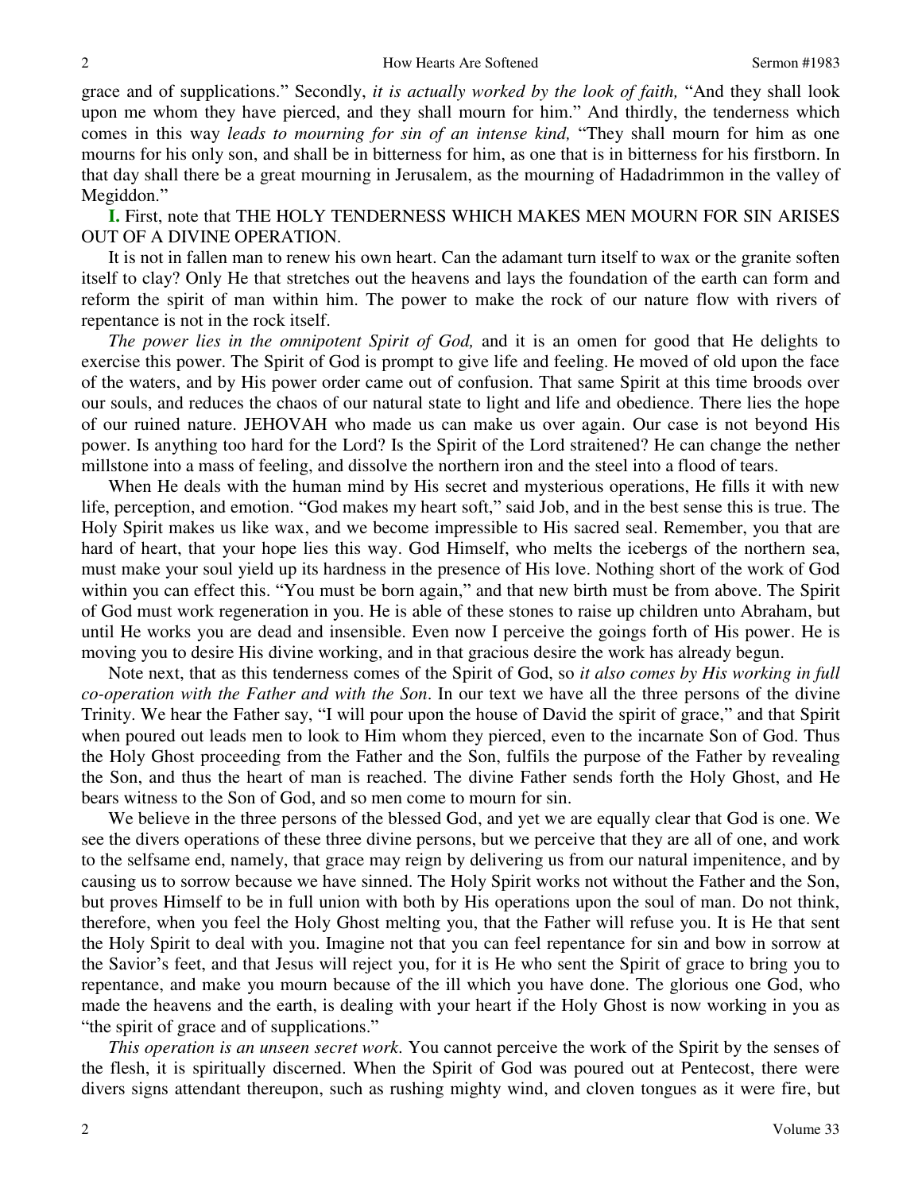grace and of supplications." Secondly, *it is actually worked by the look of faith,* "And they shall look upon me whom they have pierced, and they shall mourn for him." And thirdly, the tenderness which comes in this way *leads to mourning for sin of an intense kind,* "They shall mourn for him as one mourns for his only son, and shall be in bitterness for him, as one that is in bitterness for his firstborn. In that day shall there be a great mourning in Jerusalem, as the mourning of Hadadrimmon in the valley of Megiddon."

**I.** First, note that THE HOLY TENDERNESS WHICH MAKES MEN MOURN FOR SIN ARISES OUT OF A DIVINE OPERATION.

It is not in fallen man to renew his own heart. Can the adamant turn itself to wax or the granite soften itself to clay? Only He that stretches out the heavens and lays the foundation of the earth can form and reform the spirit of man within him. The power to make the rock of our nature flow with rivers of repentance is not in the rock itself.

*The power lies in the omnipotent Spirit of God,* and it is an omen for good that He delights to exercise this power. The Spirit of God is prompt to give life and feeling. He moved of old upon the face of the waters, and by His power order came out of confusion. That same Spirit at this time broods over our souls, and reduces the chaos of our natural state to light and life and obedience. There lies the hope of our ruined nature. JEHOVAH who made us can make us over again. Our case is not beyond His power. Is anything too hard for the Lord? Is the Spirit of the Lord straitened? He can change the nether millstone into a mass of feeling, and dissolve the northern iron and the steel into a flood of tears.

When He deals with the human mind by His secret and mysterious operations, He fills it with new life, perception, and emotion. "God makes my heart soft," said Job, and in the best sense this is true. The Holy Spirit makes us like wax, and we become impressible to His sacred seal. Remember, you that are hard of heart, that your hope lies this way. God Himself, who melts the icebergs of the northern sea, must make your soul yield up its hardness in the presence of His love. Nothing short of the work of God within you can effect this. "You must be born again," and that new birth must be from above. The Spirit of God must work regeneration in you. He is able of these stones to raise up children unto Abraham, but until He works you are dead and insensible. Even now I perceive the goings forth of His power. He is moving you to desire His divine working, and in that gracious desire the work has already begun.

Note next, that as this tenderness comes of the Spirit of God, so *it also comes by His working in full co-operation with the Father and with the Son*. In our text we have all the three persons of the divine Trinity. We hear the Father say, "I will pour upon the house of David the spirit of grace," and that Spirit when poured out leads men to look to Him whom they pierced, even to the incarnate Son of God. Thus the Holy Ghost proceeding from the Father and the Son, fulfils the purpose of the Father by revealing the Son, and thus the heart of man is reached. The divine Father sends forth the Holy Ghost, and He bears witness to the Son of God, and so men come to mourn for sin.

We believe in the three persons of the blessed God, and yet we are equally clear that God is one. We see the divers operations of these three divine persons, but we perceive that they are all of one, and work to the selfsame end, namely, that grace may reign by delivering us from our natural impenitence, and by causing us to sorrow because we have sinned. The Holy Spirit works not without the Father and the Son, but proves Himself to be in full union with both by His operations upon the soul of man. Do not think, therefore, when you feel the Holy Ghost melting you, that the Father will refuse you. It is He that sent the Holy Spirit to deal with you. Imagine not that you can feel repentance for sin and bow in sorrow at the Savior's feet, and that Jesus will reject you, for it is He who sent the Spirit of grace to bring you to repentance, and make you mourn because of the ill which you have done. The glorious one God, who made the heavens and the earth, is dealing with your heart if the Holy Ghost is now working in you as "the spirit of grace and of supplications."

*This operation is an unseen secret work*. You cannot perceive the work of the Spirit by the senses of the flesh, it is spiritually discerned. When the Spirit of God was poured out at Pentecost, there were divers signs attendant thereupon, such as rushing mighty wind, and cloven tongues as it were fire, but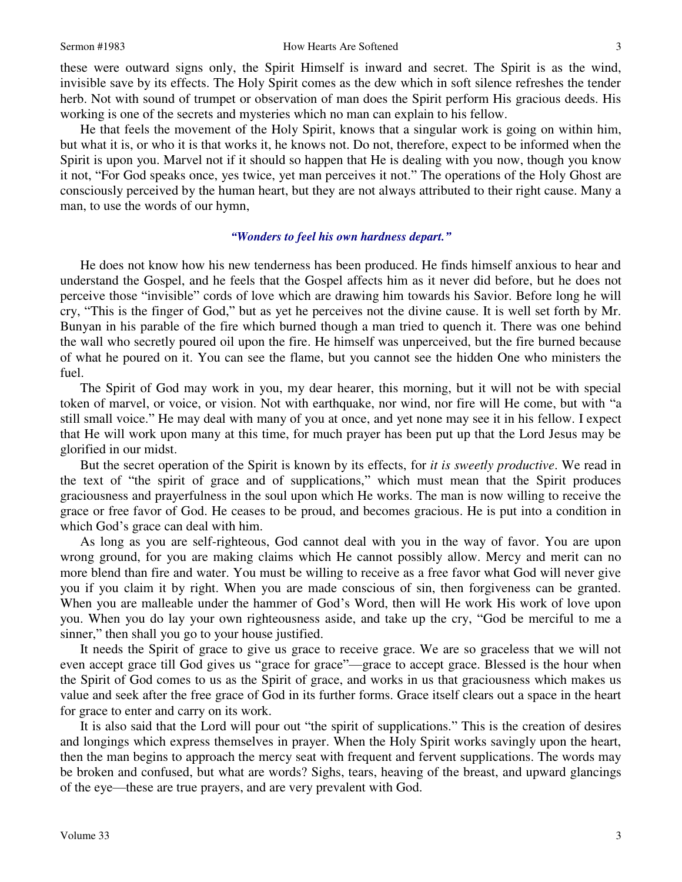these were outward signs only, the Spirit Himself is inward and secret. The Spirit is as the wind, invisible save by its effects. The Holy Spirit comes as the dew which in soft silence refreshes the tender herb. Not with sound of trumpet or observation of man does the Spirit perform His gracious deeds. His working is one of the secrets and mysteries which no man can explain to his fellow.

He that feels the movement of the Holy Spirit, knows that a singular work is going on within him, but what it is, or who it is that works it, he knows not. Do not, therefore, expect to be informed when the Spirit is upon you. Marvel not if it should so happen that He is dealing with you now, though you know it not, "For God speaks once, yes twice, yet man perceives it not." The operations of the Holy Ghost are consciously perceived by the human heart, but they are not always attributed to their right cause. Many a man, to use the words of our hymn,

> ***"Wonders to feel his own hardness depart."***

He does not know how his new tenderness has been produced. He finds himself anxious to hear and understand the Gospel, and he feels that the Gospel affects him as it never did before, but he does not perceive those "invisible" cords of love which are drawing him towards his Savior. Before long he will cry, "This is the finger of God," but as yet he perceives not the divine cause. It is well set forth by Mr. Bunyan in his parable of the fire which burned though a man tried to quench it. There was one behind the wall who secretly poured oil upon the fire. He himself was unperceived, but the fire burned because of what he poured on it. You can see the flame, but you cannot see the hidden One who ministers the fuel.

The Spirit of God may work in you, my dear hearer, this morning, but it will not be with special token of marvel, or voice, or vision. Not with earthquake, nor wind, nor fire will He come, but with "a still small voice." He may deal with many of you at once, and yet none may see it in his fellow. I expect that He will work upon many at this time, for much prayer has been put up that the Lord Jesus may be glorified in our midst.

But the secret operation of the Spirit is known by its effects, for *it is sweetly productive*. We read in the text of "the spirit of grace and of supplications," which must mean that the Spirit produces graciousness and prayerfulness in the soul upon which He works. The man is now willing to receive the grace or free favor of God. He ceases to be proud, and becomes gracious. He is put into a condition in which God's grace can deal with him.

As long as you are self-righteous, God cannot deal with you in the way of favor. You are upon wrong ground, for you are making claims which He cannot possibly allow. Mercy and merit can no more blend than fire and water. You must be willing to receive as a free favor what God will never give you if you claim it by right. When you are made conscious of sin, then forgiveness can be granted. When you are malleable under the hammer of God's Word, then will He work His work of love upon you. When you do lay your own righteousness aside, and take up the cry, "God be merciful to me a sinner," then shall you go to your house justified.

It needs the Spirit of grace to give us grace to receive grace. We are so graceless that we will not even accept grace till God gives us "grace for grace"—grace to accept grace. Blessed is the hour when the Spirit of God comes to us as the Spirit of grace, and works in us that graciousness which makes us value and seek after the free grace of God in its further forms. Grace itself clears out a space in the heart for grace to enter and carry on its work.

It is also said that the Lord will pour out "the spirit of supplications." This is the creation of desires and longings which express themselves in prayer. When the Holy Spirit works savingly upon the heart, then the man begins to approach the mercy seat with frequent and fervent supplications. The words may be broken and confused, but what are words? Sighs, tears, heaving of the breast, and upward glancings of the eye—these are true prayers, and are very prevalent with God.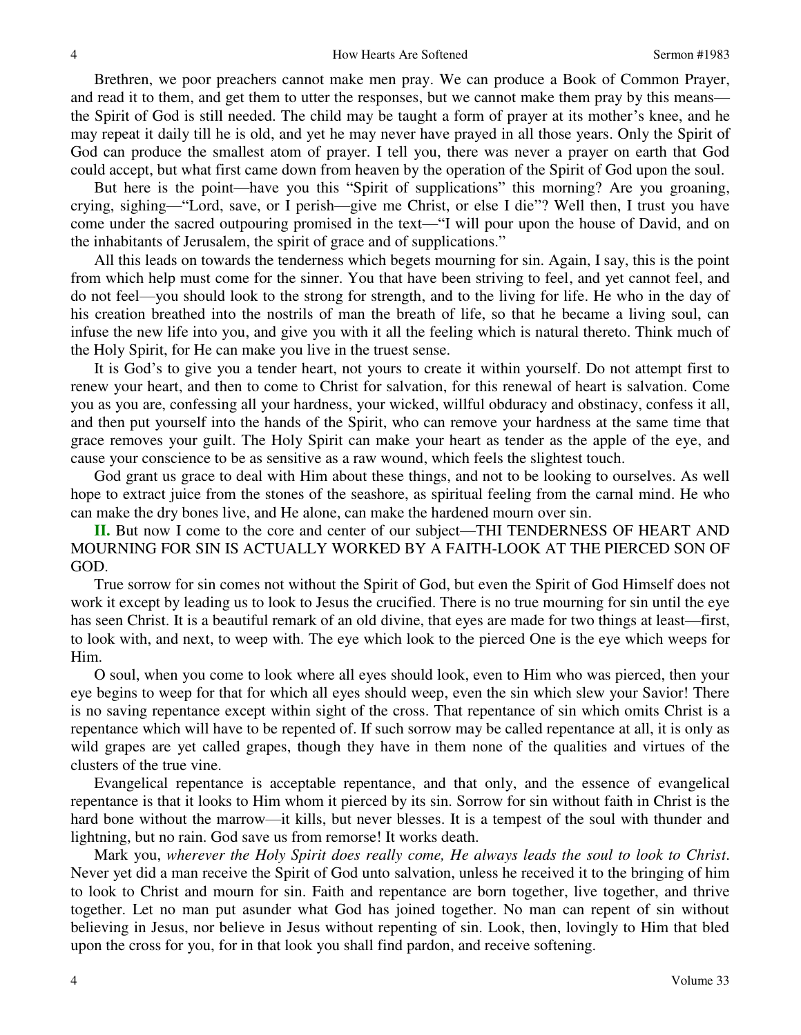Brethren, we poor preachers cannot make men pray. We can produce a Book of Common Prayer, and read it to them, and get them to utter the responses, but we cannot make them pray by this means—the Spirit of God is still needed. The child may be taught a form of prayer at its mother's knee, and he may repeat it daily till he is old, and yet he may never have prayed in all those years. Only the Spirit of God can produce the smallest atom of prayer. I tell you, there was never a prayer on earth that God could accept, but what first came down from heaven by the operation of the Spirit of God upon the soul.

But here is the point—have you this "Spirit of supplications" this morning? Are you groaning, crying, sighing—"Lord, save, or I perish—give me Christ, or else I die"? Well then, I trust you have come under the sacred outpouring promised in the text—"I will pour upon the house of David, and on the inhabitants of Jerusalem, the spirit of grace and of supplications."

All this leads on towards the tenderness which begets mourning for sin. Again, I say, this is the point from which help must come for the sinner. You that have been striving to feel, and yet cannot feel, and do not feel—you should look to the strong for strength, and to the living for life. He who in the day of his creation breathed into the nostrils of man the breath of life, so that he became a living soul, can infuse the new life into you, and give you with it all the feeling which is natural thereto. Think much of the Holy Spirit, for He can make you live in the truest sense.

It is God's to give you a tender heart, not yours to create it within yourself. Do not attempt first to renew your heart, and then to come to Christ for salvation, for this renewal of heart is salvation. Come you as you are, confessing all your hardness, your wicked, willful obduracy and obstinacy, confess it all, and then put yourself into the hands of the Spirit, who can remove your hardness at the same time that grace removes your guilt. The Holy Spirit can make your heart as tender as the apple of the eye, and cause your conscience to be as sensitive as a raw wound, which feels the slightest touch.

God grant us grace to deal with Him about these things, and not to be looking to ourselves. As well hope to extract juice from the stones of the seashore, as spiritual feeling from the carnal mind. He who can make the dry bones live, and He alone, can make the hardened mourn over sin.

**II.** But now I come to the core and center of our subject—THI TENDERNESS OF HEART AND MOURNING FOR SIN IS ACTUALLY WORKED BY A FAITH-LOOK AT THE PIERCED SON OF GOD.

True sorrow for sin comes not without the Spirit of God, but even the Spirit of God Himself does not work it except by leading us to look to Jesus the crucified. There is no true mourning for sin until the eye has seen Christ. It is a beautiful remark of an old divine, that eyes are made for two things at least—first, to look with, and next, to weep with. The eye which look to the pierced One is the eye which weeps for Him.

O soul, when you come to look where all eyes should look, even to Him who was pierced, then your eye begins to weep for that for which all eyes should weep, even the sin which slew your Savior! There is no saving repentance except within sight of the cross. That repentance of sin which omits Christ is a repentance which will have to be repented of. If such sorrow may be called repentance at all, it is only as wild grapes are yet called grapes, though they have in them none of the qualities and virtues of the clusters of the true vine.

Evangelical repentance is acceptable repentance, and that only, and the essence of evangelical repentance is that it looks to Him whom it pierced by its sin. Sorrow for sin without faith in Christ is the hard bone without the marrow—it kills, but never blesses. It is a tempest of the soul with thunder and lightning, but no rain. God save us from remorse! It works death.

Mark you, *wherever the Holy Spirit does really come, He always leads the soul to look to Christ*. Never yet did a man receive the Spirit of God unto salvation, unless he received it to the bringing of him to look to Christ and mourn for sin. Faith and repentance are born together, live together, and thrive together. Let no man put asunder what God has joined together. No man can repent of sin without believing in Jesus, nor believe in Jesus without repenting of sin. Look, then, lovingly to Him that bled upon the cross for you, for in that look you shall find pardon, and receive softening.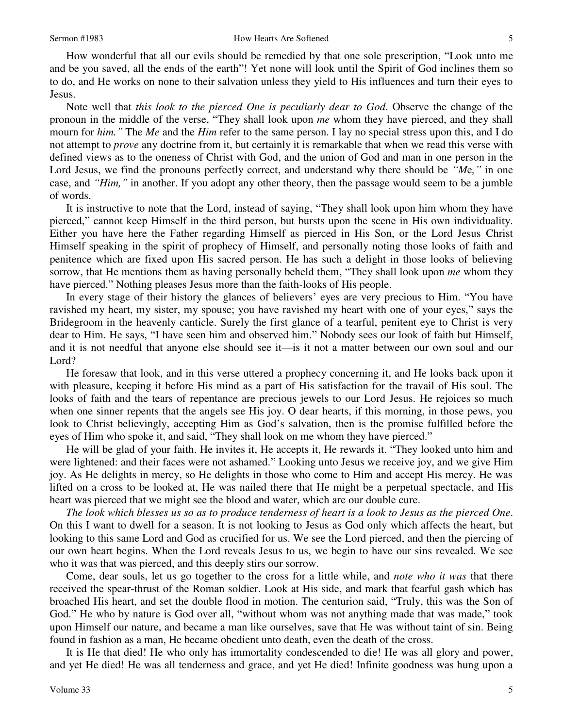How wonderful that all our evils should be remedied by that one sole prescription, "Look unto me and be you saved, all the ends of the earth"! Yet none will look until the Spirit of God inclines them so to do, and He works on none to their salvation unless they yield to His influences and turn their eyes to Jesus.

Note well that *this look to the pierced One is peculiarly dear to God*. Observe the change of the pronoun in the middle of the verse, "They shall look upon *me* whom they have pierced, and they shall mourn for *him."* The *Me* and the *Him* refer to the same person. I lay no special stress upon this, and I do not attempt to *prove* any doctrine from it, but certainly it is remarkable that when we read this verse with defined views as to the oneness of Christ with God, and the union of God and man in one person in the Lord Jesus, we find the pronouns perfectly correct, and understand why there should be *"Me,"* in one case, and *"Him,"* in another. If you adopt any other theory, then the passage would seem to be a jumble of words.

It is instructive to note that the Lord, instead of saying, "They shall look upon him whom they have pierced," cannot keep Himself in the third person, but bursts upon the scene in His own individuality. Either you have here the Father regarding Himself as pierced in His Son, or the Lord Jesus Christ Himself speaking in the spirit of prophecy of Himself, and personally noting those looks of faith and penitence which are fixed upon His sacred person. He has such a delight in those looks of believing sorrow, that He mentions them as having personally beheld them, "They shall look upon *me* whom they have pierced." Nothing pleases Jesus more than the faith-looks of His people.

In every stage of their history the glances of believers' eyes are very precious to Him. "You have ravished my heart, my sister, my spouse; you have ravished my heart with one of your eyes," says the Bridegroom in the heavenly canticle. Surely the first glance of a tearful, penitent eye to Christ is very dear to Him. He says, "I have seen him and observed him." Nobody sees our look of faith but Himself, and it is not needful that anyone else should see it—is it not a matter between our own soul and our Lord?

He foresaw that look, and in this verse uttered a prophecy concerning it, and He looks back upon it with pleasure, keeping it before His mind as a part of His satisfaction for the travail of His soul. The looks of faith and the tears of repentance are precious jewels to our Lord Jesus. He rejoices so much when one sinner repents that the angels see His joy. O dear hearts, if this morning, in those pews, you look to Christ believingly, accepting Him as God's salvation, then is the promise fulfilled before the eyes of Him who spoke it, and said, "They shall look on me whom they have pierced."

He will be glad of your faith. He invites it, He accepts it, He rewards it. "They looked unto him and were lightened: and their faces were not ashamed." Looking unto Jesus we receive joy, and we give Him joy. As He delights in mercy, so He delights in those who come to Him and accept His mercy. He was lifted on a cross to be looked at, He was nailed there that He might be a perpetual spectacle, and His heart was pierced that we might see the blood and water, which are our double cure.

*The look which blesses us so as to produce tenderness of heart is a look to Jesus as the pierced One*. On this I want to dwell for a season. It is not looking to Jesus as God only which affects the heart, but looking to this same Lord and God as crucified for us. We see the Lord pierced, and then the piercing of our own heart begins. When the Lord reveals Jesus to us, we begin to have our sins revealed. We see who it was that was pierced, and this deeply stirs our sorrow.

Come, dear souls, let us go together to the cross for a little while, and *note who it was* that there received the spear-thrust of the Roman soldier. Look at His side, and mark that fearful gash which has broached His heart, and set the double flood in motion. The centurion said, "Truly, this was the Son of God." He who by nature is God over all, "without whom was not anything made that was made," took upon Himself our nature, and became a man like ourselves, save that He was without taint of sin. Being found in fashion as a man, He became obedient unto death, even the death of the cross.

It is He that died! He who only has immortality condescended to die! He was all glory and power, and yet He died! He was all tenderness and grace, and yet He died! Infinite goodness was hung upon a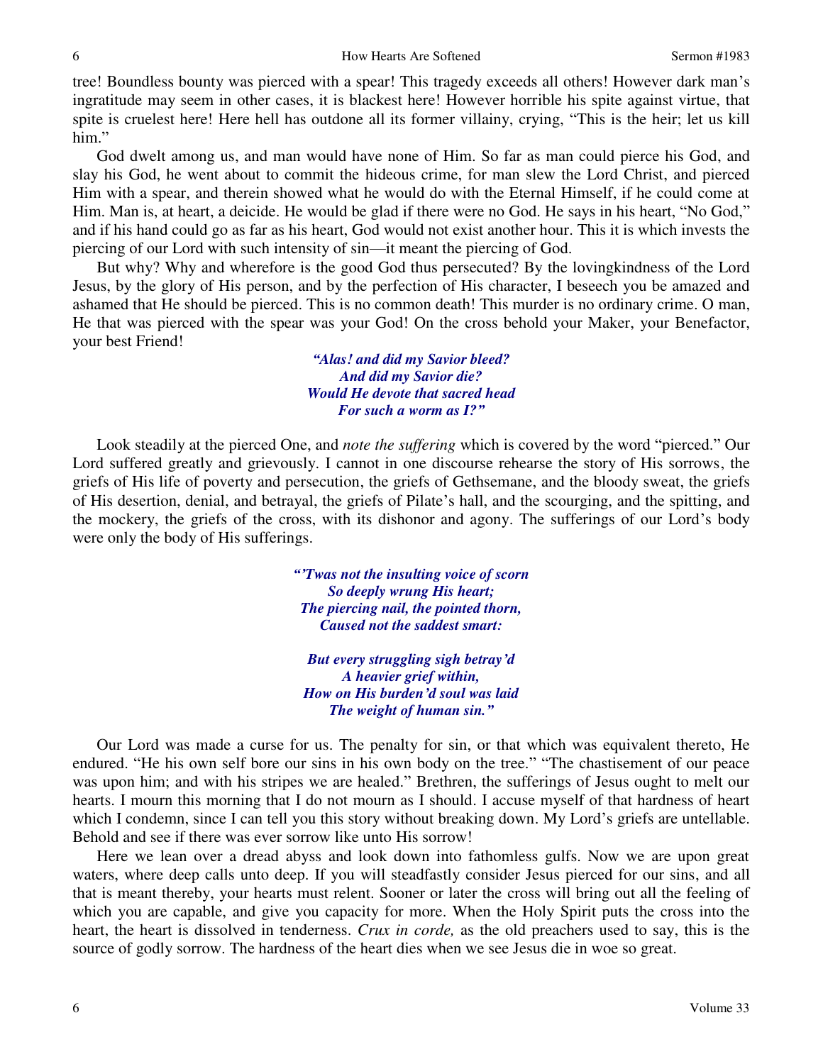tree! Boundless bounty was pierced with a spear! This tragedy exceeds all others! However dark man's ingratitude may seem in other cases, it is blackest here! However horrible his spite against virtue, that spite is cruelest here! Here hell has outdone all its former villainy, crying, "This is the heir; let us kill him."

God dwelt among us, and man would have none of Him. So far as man could pierce his God, and slay his God, he went about to commit the hideous crime, for man slew the Lord Christ, and pierced Him with a spear, and therein showed what he would do with the Eternal Himself, if he could come at Him. Man is, at heart, a deicide. He would be glad if there were no God. He says in his heart, "No God," and if his hand could go as far as his heart, God would not exist another hour. This it is which invests the piercing of our Lord with such intensity of sin—it meant the piercing of God.

But why? Why and wherefore is the good God thus persecuted? By the lovingkindness of the Lord Jesus, by the glory of His person, and by the perfection of His character, I beseech you be amazed and ashamed that He should be pierced. This is no common death! This murder is no ordinary crime. O man, He that was pierced with the spear was your God! On the cross behold your Maker, your Benefactor, your best Friend!

> ***"Alas! and did my Savior bleed?***
> ***And did my Savior die?***
> ***Would He devote that sacred head***
> ***For such a worm as I?"***

Look steadily at the pierced One, and *note the suffering* which is covered by the word "pierced." Our Lord suffered greatly and grievously. I cannot in one discourse rehearse the story of His sorrows, the griefs of His life of poverty and persecution, the griefs of Gethsemane, and the bloody sweat, the griefs of His desertion, denial, and betrayal, the griefs of Pilate's hall, and the scourging, and the spitting, and the mockery, the griefs of the cross, with its dishonor and agony. The sufferings of our Lord's body were only the body of His sufferings.

> ***"'Twas not the insulting voice of scorn***
> ***So deeply wrung His heart;***
> ***The piercing nail, the pointed thorn,***
> ***Caused not the saddest smart:***
>
> ***But every struggling sigh betray'd***
> ***A heavier grief within,***
> ***How on His burden'd soul was laid***
> ***The weight of human sin."***

Our Lord was made a curse for us. The penalty for sin, or that which was equivalent thereto, He endured. "He his own self bore our sins in his own body on the tree." "The chastisement of our peace was upon him; and with his stripes we are healed." Brethren, the sufferings of Jesus ought to melt our hearts. I mourn this morning that I do not mourn as I should. I accuse myself of that hardness of heart which I condemn, since I can tell you this story without breaking down. My Lord's griefs are untellable. Behold and see if there was ever sorrow like unto His sorrow!

Here we lean over a dread abyss and look down into fathomless gulfs. Now we are upon great waters, where deep calls unto deep. If you will steadfastly consider Jesus pierced for our sins, and all that is meant thereby, your hearts must relent. Sooner or later the cross will bring out all the feeling of which you are capable, and give you capacity for more. When the Holy Spirit puts the cross into the heart, the heart is dissolved in tenderness. *Crux in corde,* as the old preachers used to say, this is the source of godly sorrow. The hardness of the heart dies when we see Jesus die in woe so great.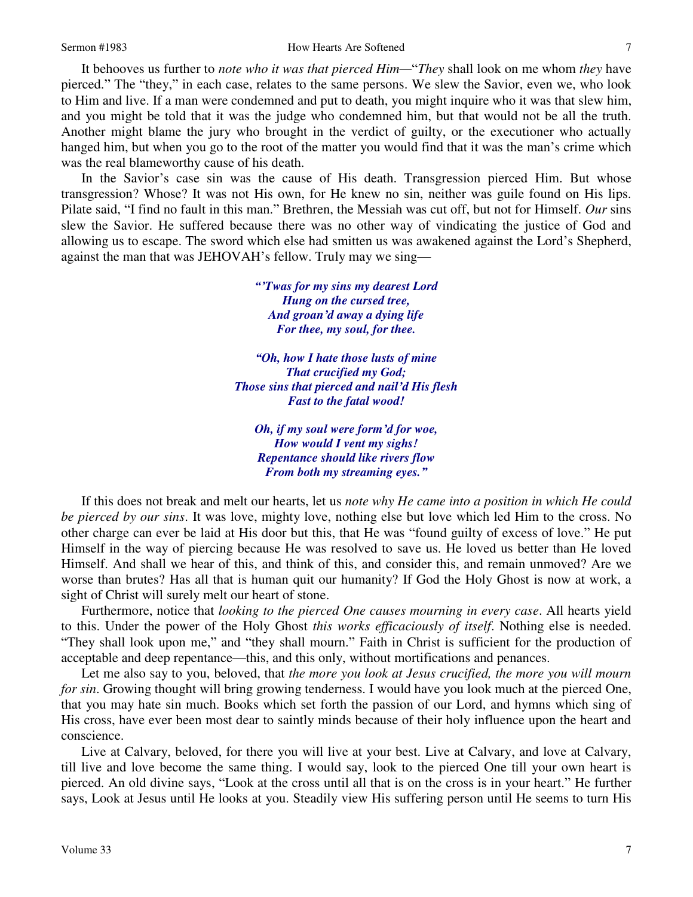It behooves us further to *note who it was that pierced Him*—"*They* shall look on me whom *they* have pierced." The "they," in each case, relates to the same persons. We slew the Savior, even we, who look to Him and live. If a man were condemned and put to death, you might inquire who it was that slew him, and you might be told that it was the judge who condemned him, but that would not be all the truth. Another might blame the jury who brought in the verdict of guilty, or the executioner who actually hanged him, but when you go to the root of the matter you would find that it was the man's crime which was the real blameworthy cause of his death.

In the Savior's case sin was the cause of His death. Transgression pierced Him. But whose transgression? Whose? It was not His own, for He knew no sin, neither was guile found on His lips. Pilate said, "I find no fault in this man." Brethren, the Messiah was cut off, but not for Himself. *Our* sins slew the Savior. He suffered because there was no other way of vindicating the justice of God and allowing us to escape. The sword which else had smitten us was awakened against the Lord's Shepherd, against the man that was JEHOVAH's fellow. Truly may we sing—

> ***"'Twas for my sins my dearest Lord***
> ***Hung on the cursed tree,***
> ***And groan'd away a dying life***
> ***For thee, my soul, for thee.***
>
> ***"Oh, how I hate those lusts of mine***
> ***That crucified my God;***
> ***Those sins that pierced and nail'd His flesh***
> ***Fast to the fatal wood!***
>
> ***Oh, if my soul were form'd for woe,***
> ***How would I vent my sighs!***
> ***Repentance should like rivers flow***
> ***From both my streaming eyes."***

If this does not break and melt our hearts, let us *note why He came into a position in which He could be pierced by our sins*. It was love, mighty love, nothing else but love which led Him to the cross. No other charge can ever be laid at His door but this, that He was "found guilty of excess of love." He put Himself in the way of piercing because He was resolved to save us. He loved us better than He loved Himself. And shall we hear of this, and think of this, and consider this, and remain unmoved? Are we worse than brutes? Has all that is human quit our humanity? If God the Holy Ghost is now at work, a sight of Christ will surely melt our heart of stone.

Furthermore, notice that *looking to the pierced One causes mourning in every case*. All hearts yield to this. Under the power of the Holy Ghost *this works efficaciously of itself*. Nothing else is needed. "They shall look upon me," and "they shall mourn." Faith in Christ is sufficient for the production of acceptable and deep repentance—this, and this only, without mortifications and penances.

Let me also say to you, beloved, that *the more you look at Jesus crucified, the more you will mourn for sin*. Growing thought will bring growing tenderness. I would have you look much at the pierced One, that you may hate sin much. Books which set forth the passion of our Lord, and hymns which sing of His cross, have ever been most dear to saintly minds because of their holy influence upon the heart and conscience.

Live at Calvary, beloved, for there you will live at your best. Live at Calvary, and love at Calvary, till live and love become the same thing. I would say, look to the pierced One till your own heart is pierced. An old divine says, "Look at the cross until all that is on the cross is in your heart." He further says, Look at Jesus until He looks at you. Steadily view His suffering person until He seems to turn His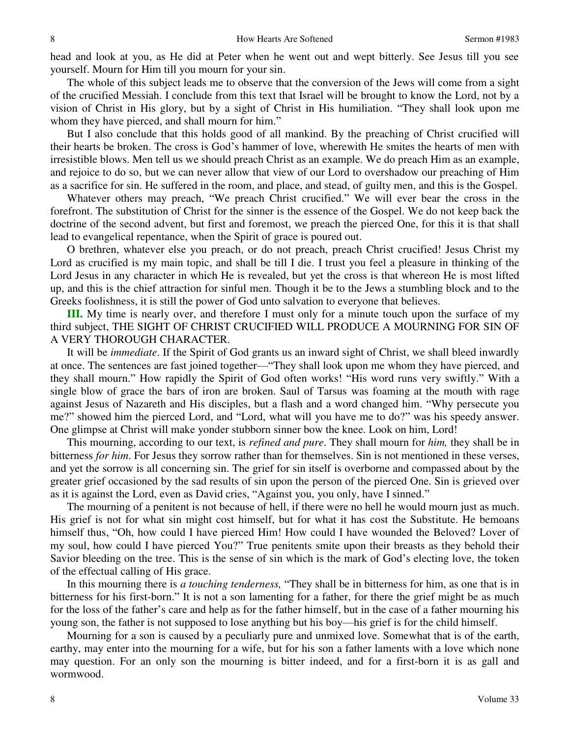head and look at you, as He did at Peter when he went out and wept bitterly. See Jesus till you see yourself. Mourn for Him till you mourn for your sin.

The whole of this subject leads me to observe that the conversion of the Jews will come from a sight of the crucified Messiah. I conclude from this text that Israel will be brought to know the Lord, not by a vision of Christ in His glory, but by a sight of Christ in His humiliation. "They shall look upon me whom they have pierced, and shall mourn for him."

But I also conclude that this holds good of all mankind. By the preaching of Christ crucified will their hearts be broken. The cross is God's hammer of love, wherewith He smites the hearts of men with irresistible blows. Men tell us we should preach Christ as an example. We do preach Him as an example, and rejoice to do so, but we can never allow that view of our Lord to overshadow our preaching of Him as a sacrifice for sin. He suffered in the room, and place, and stead, of guilty men, and this is the Gospel.

Whatever others may preach, "We preach Christ crucified." We will ever bear the cross in the forefront. The substitution of Christ for the sinner is the essence of the Gospel. We do not keep back the doctrine of the second advent, but first and foremost, we preach the pierced One, for this it is that shall lead to evangelical repentance, when the Spirit of grace is poured out.

O brethren, whatever else you preach, or do not preach, preach Christ crucified! Jesus Christ my Lord as crucified is my main topic, and shall be till I die. I trust you feel a pleasure in thinking of the Lord Jesus in any character in which He is revealed, but yet the cross is that whereon He is most lifted up, and this is the chief attraction for sinful men. Though it be to the Jews a stumbling block and to the Greeks foolishness, it is still the power of God unto salvation to everyone that believes.

**III.** My time is nearly over, and therefore I must only for a minute touch upon the surface of my third subject, THE SIGHT OF CHRIST CRUCIFIED WILL PRODUCE A MOURNING FOR SIN OF A VERY THOROUGH CHARACTER.

It will be *immediate*. If the Spirit of God grants us an inward sight of Christ, we shall bleed inwardly at once. The sentences are fast joined together—"They shall look upon me whom they have pierced, and they shall mourn." How rapidly the Spirit of God often works! "His word runs very swiftly." With a single blow of grace the bars of iron are broken. Saul of Tarsus was foaming at the mouth with rage against Jesus of Nazareth and His disciples, but a flash and a word changed him. "Why persecute you me?" showed him the pierced Lord, and "Lord, what will you have me to do?" was his speedy answer. One glimpse at Christ will make yonder stubborn sinner bow the knee. Look on him, Lord!

This mourning, according to our text, is *refined and pure*. They shall mourn for *him,* they shall be in bitterness *for him*. For Jesus they sorrow rather than for themselves. Sin is not mentioned in these verses, and yet the sorrow is all concerning sin. The grief for sin itself is overborne and compassed about by the greater grief occasioned by the sad results of sin upon the person of the pierced One. Sin is grieved over as it is against the Lord, even as David cries, "Against you, you only, have I sinned."

The mourning of a penitent is not because of hell, if there were no hell he would mourn just as much. His grief is not for what sin might cost himself, but for what it has cost the Substitute. He bemoans himself thus, "Oh, how could I have pierced Him! How could I have wounded the Beloved? Lover of my soul, how could I have pierced You?" True penitents smite upon their breasts as they behold their Savior bleeding on the tree. This is the sense of sin which is the mark of God's electing love, the token of the effectual calling of His grace.

In this mourning there is *a touching tenderness,* "They shall be in bitterness for him, as one that is in bitterness for his first-born." It is not a son lamenting for a father, for there the grief might be as much for the loss of the father's care and help as for the father himself, but in the case of a father mourning his young son, the father is not supposed to lose anything but his boy—his grief is for the child himself.

Mourning for a son is caused by a peculiarly pure and unmixed love. Somewhat that is of the earth, earthy, may enter into the mourning for a wife, but for his son a father laments with a love which none may question. For an only son the mourning is bitter indeed, and for a first-born it is as gall and wormwood.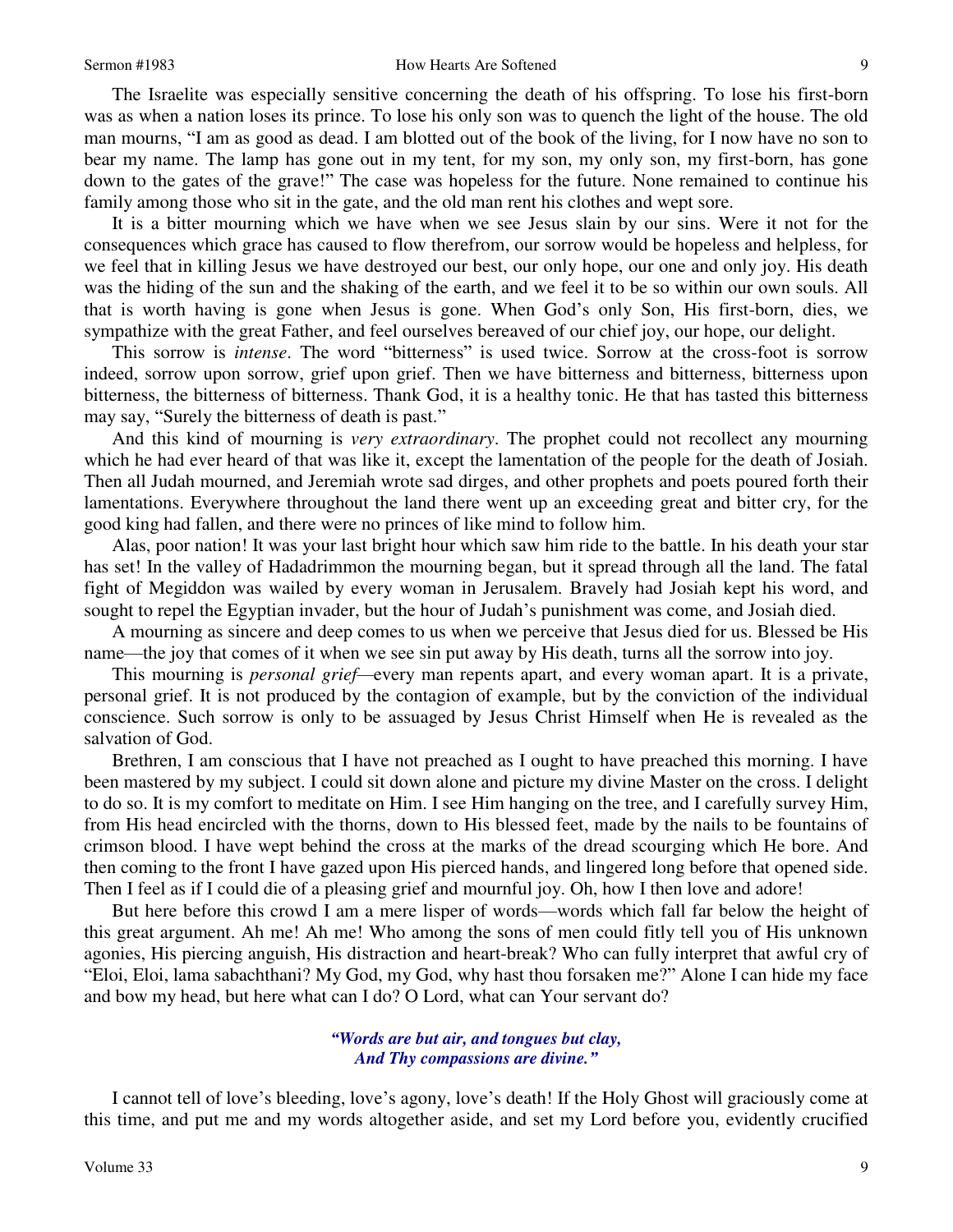The Israelite was especially sensitive concerning the death of his offspring. To lose his first-born was as when a nation loses its prince. To lose his only son was to quench the light of the house. The old man mourns, "I am as good as dead. I am blotted out of the book of the living, for I now have no son to bear my name. The lamp has gone out in my tent, for my son, my only son, my first-born, has gone down to the gates of the grave!" The case was hopeless for the future. None remained to continue his family among those who sit in the gate, and the old man rent his clothes and wept sore.

It is a bitter mourning which we have when we see Jesus slain by our sins. Were it not for the consequences which grace has caused to flow therefrom, our sorrow would be hopeless and helpless, for we feel that in killing Jesus we have destroyed our best, our only hope, our one and only joy. His death was the hiding of the sun and the shaking of the earth, and we feel it to be so within our own souls. All that is worth having is gone when Jesus is gone. When God's only Son, His first-born, dies, we sympathize with the great Father, and feel ourselves bereaved of our chief joy, our hope, our delight.

This sorrow is *intense*. The word "bitterness" is used twice. Sorrow at the cross-foot is sorrow indeed, sorrow upon sorrow, grief upon grief. Then we have bitterness and bitterness, bitterness upon bitterness, the bitterness of bitterness. Thank God, it is a healthy tonic. He that has tasted this bitterness may say, "Surely the bitterness of death is past."

And this kind of mourning is *very extraordinary*. The prophet could not recollect any mourning which he had ever heard of that was like it, except the lamentation of the people for the death of Josiah. Then all Judah mourned, and Jeremiah wrote sad dirges, and other prophets and poets poured forth their lamentations. Everywhere throughout the land there went up an exceeding great and bitter cry, for the good king had fallen, and there were no princes of like mind to follow him.

Alas, poor nation! It was your last bright hour which saw him ride to the battle. In his death your star has set! In the valley of Hadadrimmon the mourning began, but it spread through all the land. The fatal fight of Megiddon was wailed by every woman in Jerusalem. Bravely had Josiah kept his word, and sought to repel the Egyptian invader, but the hour of Judah's punishment was come, and Josiah died.

A mourning as sincere and deep comes to us when we perceive that Jesus died for us. Blessed be His name—the joy that comes of it when we see sin put away by His death, turns all the sorrow into joy.

This mourning is *personal grief*—every man repents apart, and every woman apart. It is a private, personal grief. It is not produced by the contagion of example, but by the conviction of the individual conscience. Such sorrow is only to be assuaged by Jesus Christ Himself when He is revealed as the salvation of God.

Brethren, I am conscious that I have not preached as I ought to have preached this morning. I have been mastered by my subject. I could sit down alone and picture my divine Master on the cross. I delight to do so. It is my comfort to meditate on Him. I see Him hanging on the tree, and I carefully survey Him, from His head encircled with the thorns, down to His blessed feet, made by the nails to be fountains of crimson blood. I have wept behind the cross at the marks of the dread scourging which He bore. And then coming to the front I have gazed upon His pierced hands, and lingered long before that opened side. Then I feel as if I could die of a pleasing grief and mournful joy. Oh, how I then love and adore!

But here before this crowd I am a mere lisper of words—words which fall far below the height of this great argument. Ah me! Ah me! Who among the sons of men could fitly tell you of His unknown agonies, His piercing anguish, His distraction and heart-break? Who can fully interpret that awful cry of "Eloi, Eloi, lama sabachthani? My God, my God, why hast thou forsaken me?" Alone I can hide my face and bow my head, but here what can I do? O Lord, what can Your servant do?

> ***"Words are but air, and tongues but clay,***
> ***And Thy compassions are divine."***

I cannot tell of love's bleeding, love's agony, love's death! If the Holy Ghost will graciously come at this time, and put me and my words altogether aside, and set my Lord before you, evidently crucified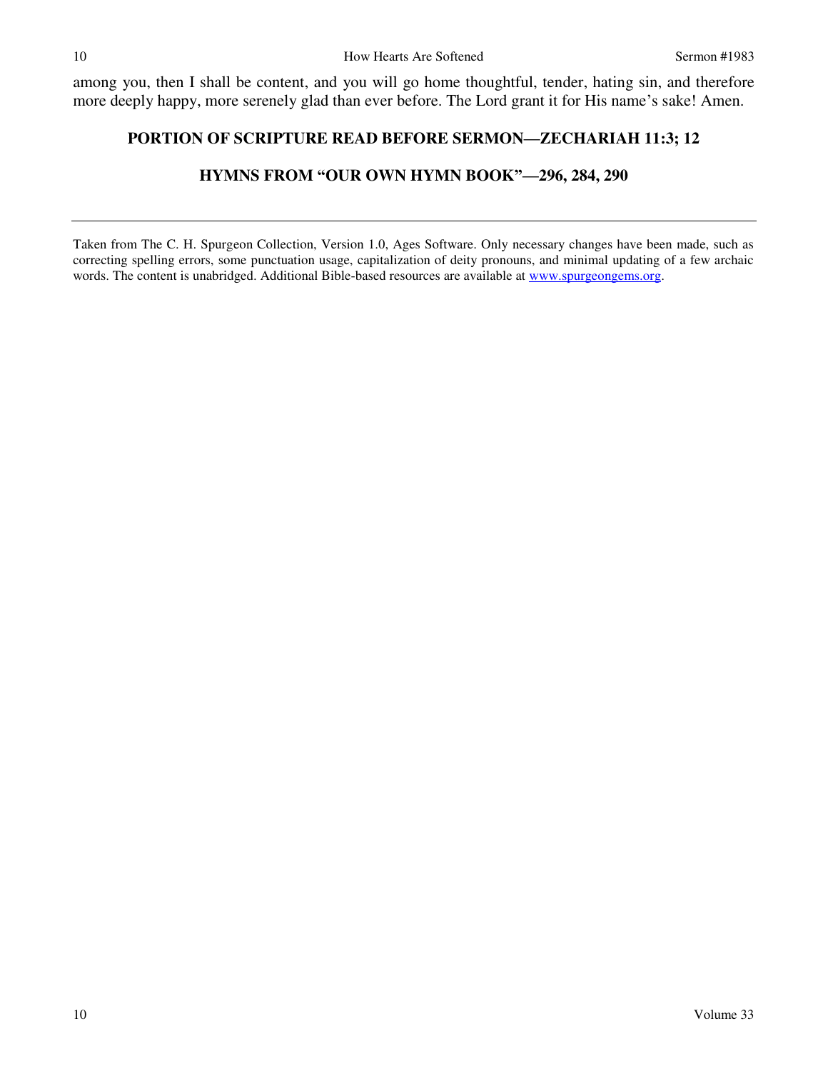among you, then I shall be content, and you will go home thoughtful, tender, hating sin, and therefore more deeply happy, more serenely glad than ever before. The Lord grant it for His name's sake! Amen.

## PORTION OF SCRIPTURE READ BEFORE SERMON—ZECHARIAH 11:3; 12

## HYMNS FROM "OUR OWN HYMN BOOK"—296, 284, 290

---

Taken from The C. H. Spurgeon Collection, Version 1.0, Ages Software. Only necessary changes have been made, such as correcting spelling errors, some punctuation usage, capitalization of deity pronouns, and minimal updating of a few archaic words. The content is unabridged. Additional Bible-based resources are available at www.spurgeongems.org.